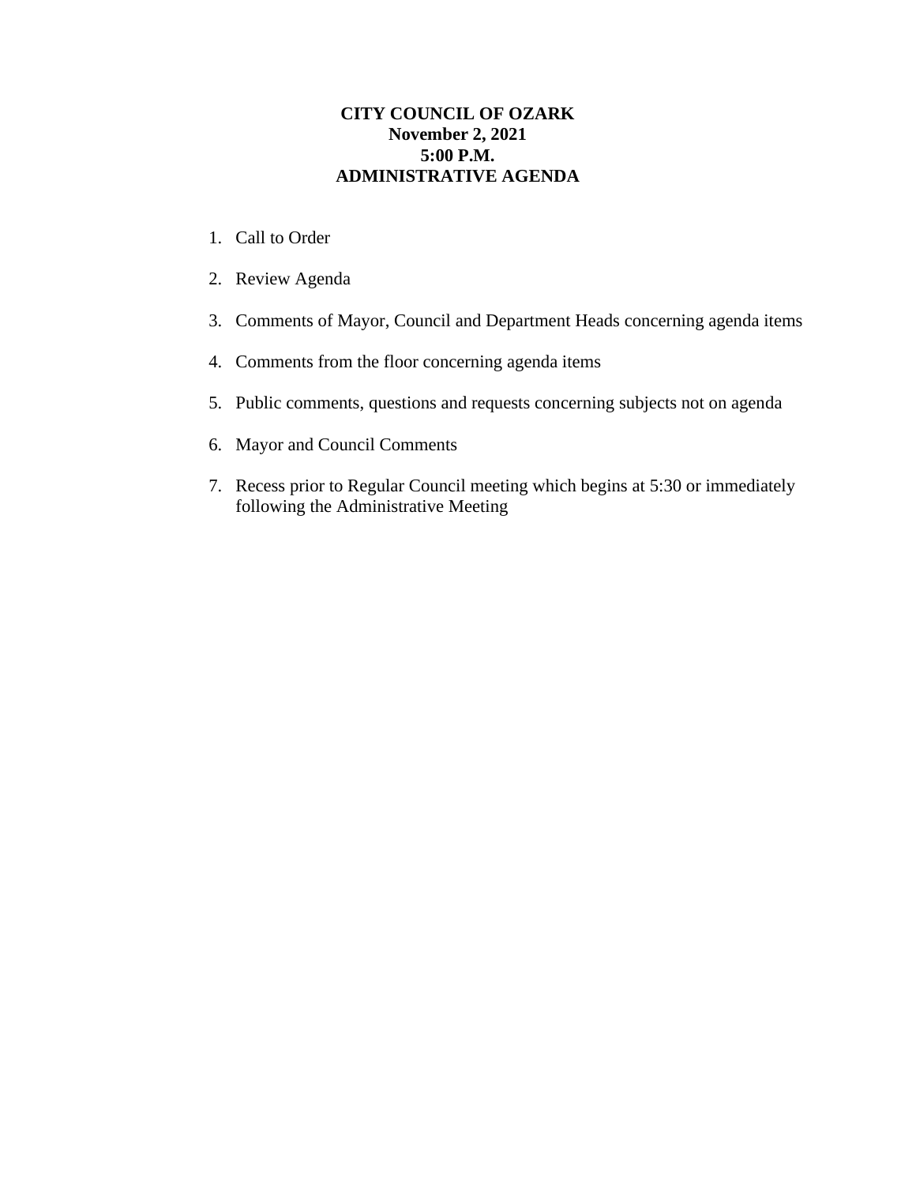**CITY COUNCIL OF OZARK**
**November 2, 2021**
**5:00 P.M.**
**ADMINISTRATIVE AGENDA**

1. Call to Order
2. Review Agenda
3. Comments of Mayor, Council and Department Heads concerning agenda items
4. Comments from the floor concerning agenda items
5. Public comments, questions and requests concerning subjects not on agenda
6. Mayor and Council Comments
7. Recess prior to Regular Council meeting which begins at 5:30 or immediately following the Administrative Meeting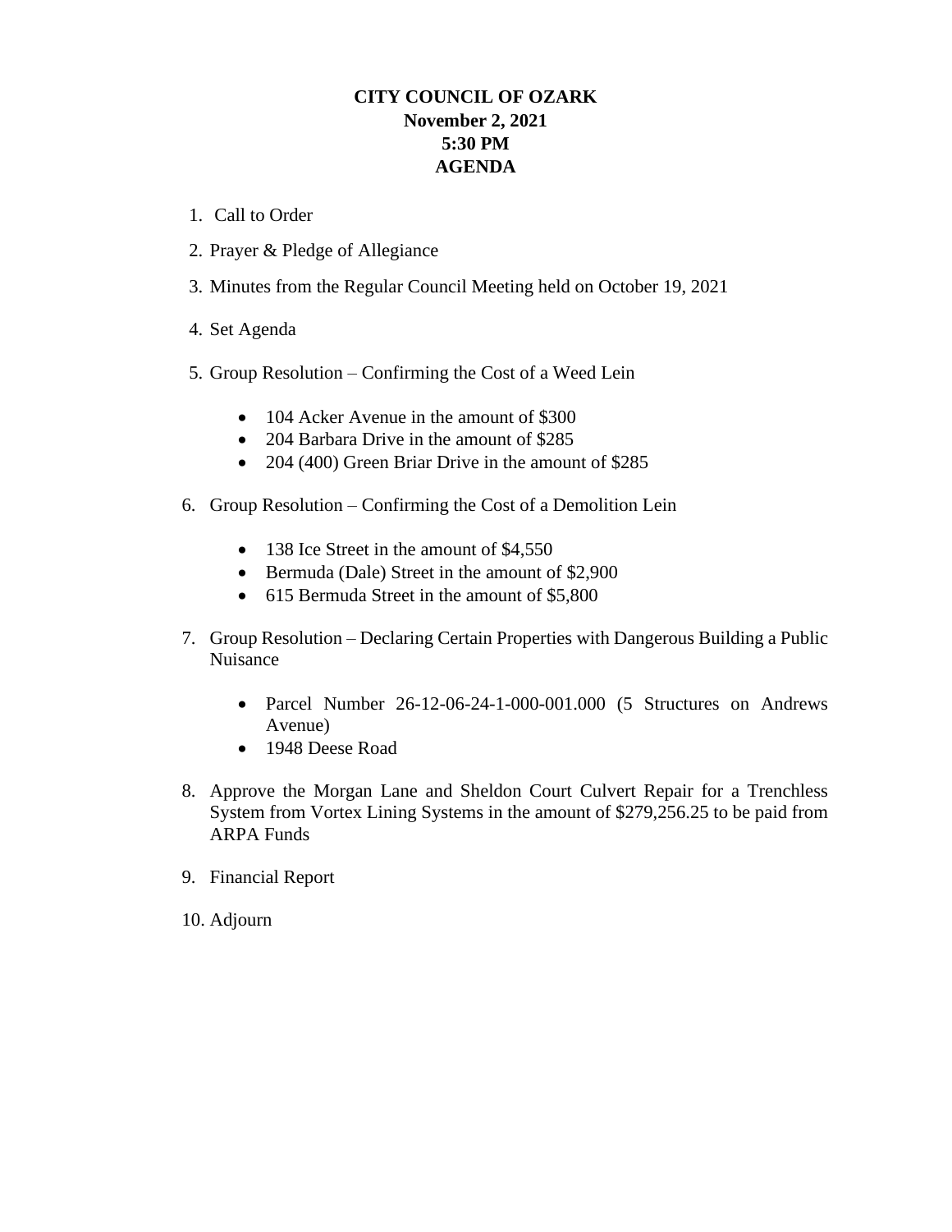**CITY COUNCIL OF OZARK**
**November 2, 2021**
**5:30 PM**
**AGENDA**

1. Call to Order
2. Prayer & Pledge of Allegiance
3. Minutes from the Regular Council Meeting held on October 19, 2021
4. Set Agenda
5. Group Resolution – Confirming the Cost of a Weed Lein
    - 104 Acker Avenue in the amount of $300
    - 204 Barbara Drive in the amount of $285
    - 204 (400) Green Briar Drive in the amount of $285
6. Group Resolution – Confirming the Cost of a Demolition Lein
    - 138 Ice Street in the amount of $4,550
    - Bermuda (Dale) Street in the amount of $2,900
    - 615 Bermuda Street in the amount of $5,800
7. Group Resolution – Declaring Certain Properties with Dangerous Building a Public Nuisance
    - Parcel Number 26-12-06-24-1-000-001.000 (5 Structures on Andrews Avenue)
    - 1948 Deese Road
8. Approve the Morgan Lane and Sheldon Court Culvert Repair for a Trenchless System from Vortex Lining Systems in the amount of $279,256.25 to be paid from ARPA Funds
9. Financial Report
10. Adjourn